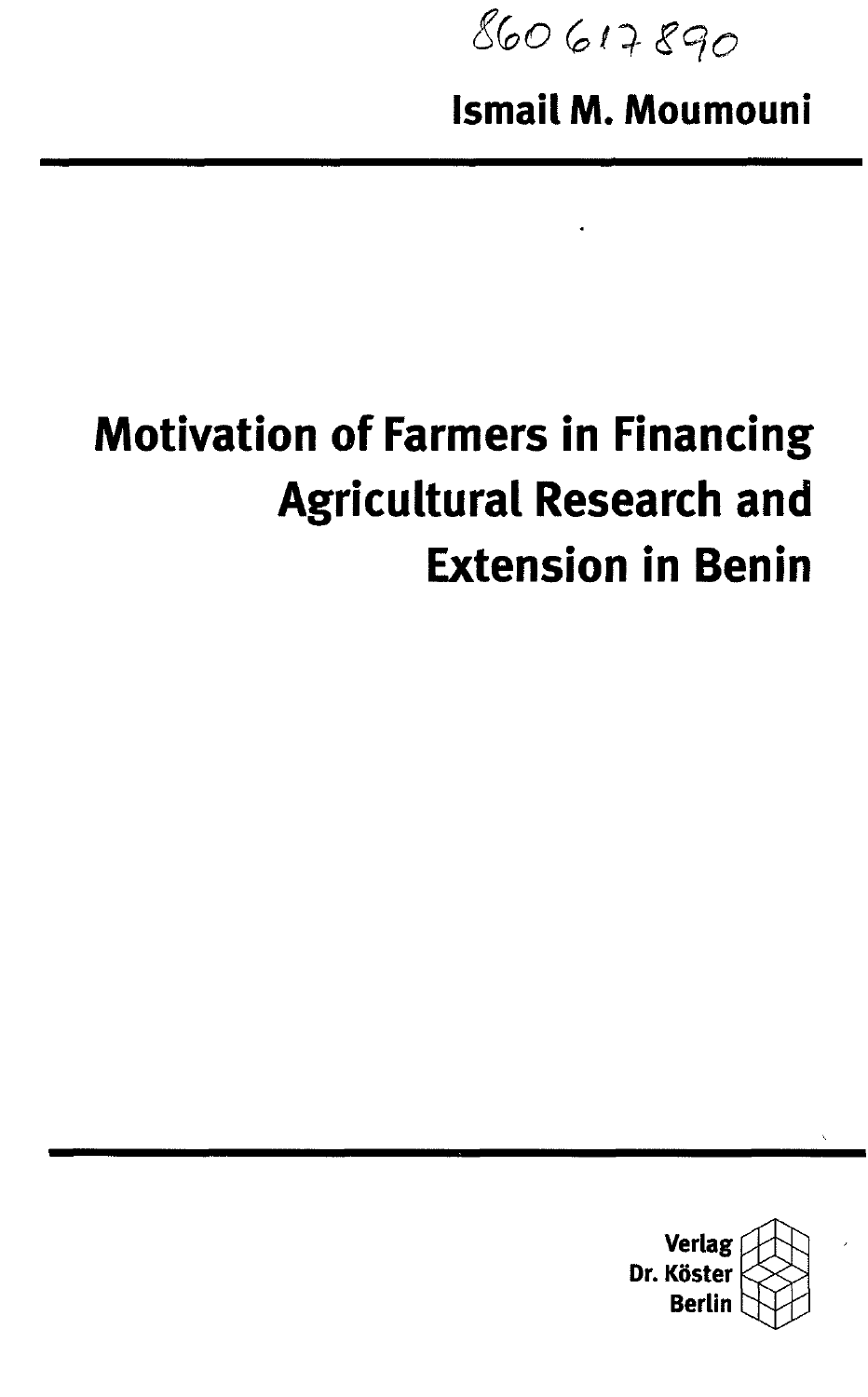860 617 890

**Ismail M. Moumouni**

# Motivation of Farmers in Financing Agricultural Research and Extension in Benin

Verlag
Dr. Köster
Berlin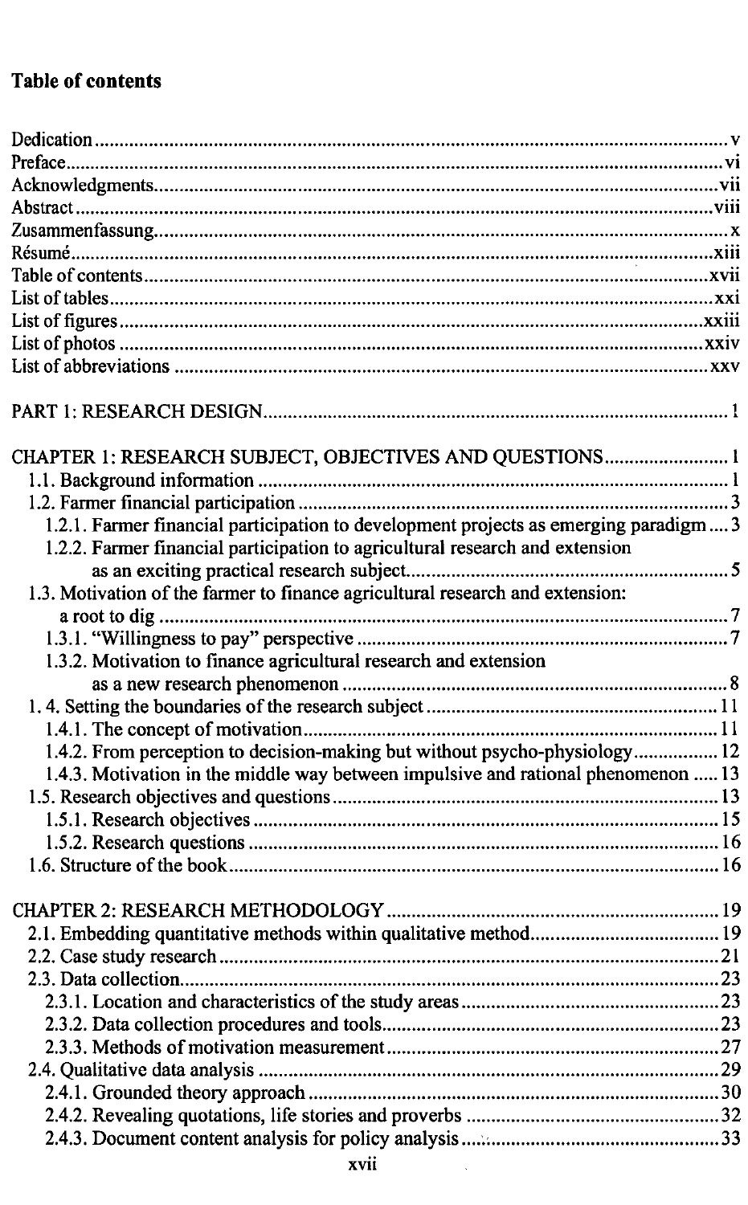## Table of contents

Dedication ..... v
Preface ..... vi
Acknowledgments ..... vii
Abstract ..... viii
Zusammenfassung ..... x
Résumé ..... xiii
Table of contents ..... xvii
List of tables ..... xxi
List of figures ..... xxiii
List of photos ..... xxiv
List of abbreviations ..... xxv

PART 1: RESEARCH DESIGN ..... 1

CHAPTER 1: RESEARCH SUBJECT, OBJECTIVES AND QUESTIONS ..... 1
- 1.1. Background information ..... 1
- 1.2. Farmer financial participation ..... 3
  - 1.2.1. Farmer financial participation to development projects as emerging paradigm ..... 3
  - 1.2.2. Farmer financial participation to agricultural research and extension as an exciting practical research subject ..... 5
- 1.3. Motivation of the farmer to finance agricultural research and extension: a root to dig ..... 7
  - 1.3.1. "Willingness to pay" perspective ..... 7
  - 1.3.2. Motivation to finance agricultural research and extension as a new research phenomenon ..... 8
- 1. 4. Setting the boundaries of the research subject ..... 11
  - 1.4.1. The concept of motivation ..... 11
  - 1.4.2. From perception to decision-making but without psycho-physiology ..... 12
  - 1.4.3. Motivation in the middle way between impulsive and rational phenomenon ..... 13
- 1.5. Research objectives and questions ..... 13
  - 1.5.1. Research objectives ..... 15
  - 1.5.2. Research questions ..... 16
- 1.6. Structure of the book ..... 16

CHAPTER 2: RESEARCH METHODOLOGY ..... 19
- 2.1. Embedding quantitative methods within qualitative method ..... 19
- 2.2. Case study research ..... 21
- 2.3. Data collection ..... 23
  - 2.3.1. Location and characteristics of the study areas ..... 23
  - 2.3.2. Data collection procedures and tools ..... 23
  - 2.3.3. Methods of motivation measurement ..... 27
- 2.4. Qualitative data analysis ..... 29
  - 2.4.1. Grounded theory approach ..... 30
  - 2.4.2. Revealing quotations, life stories and proverbs ..... 32
  - 2.4.3. Document content analysis for policy analysis ..... 33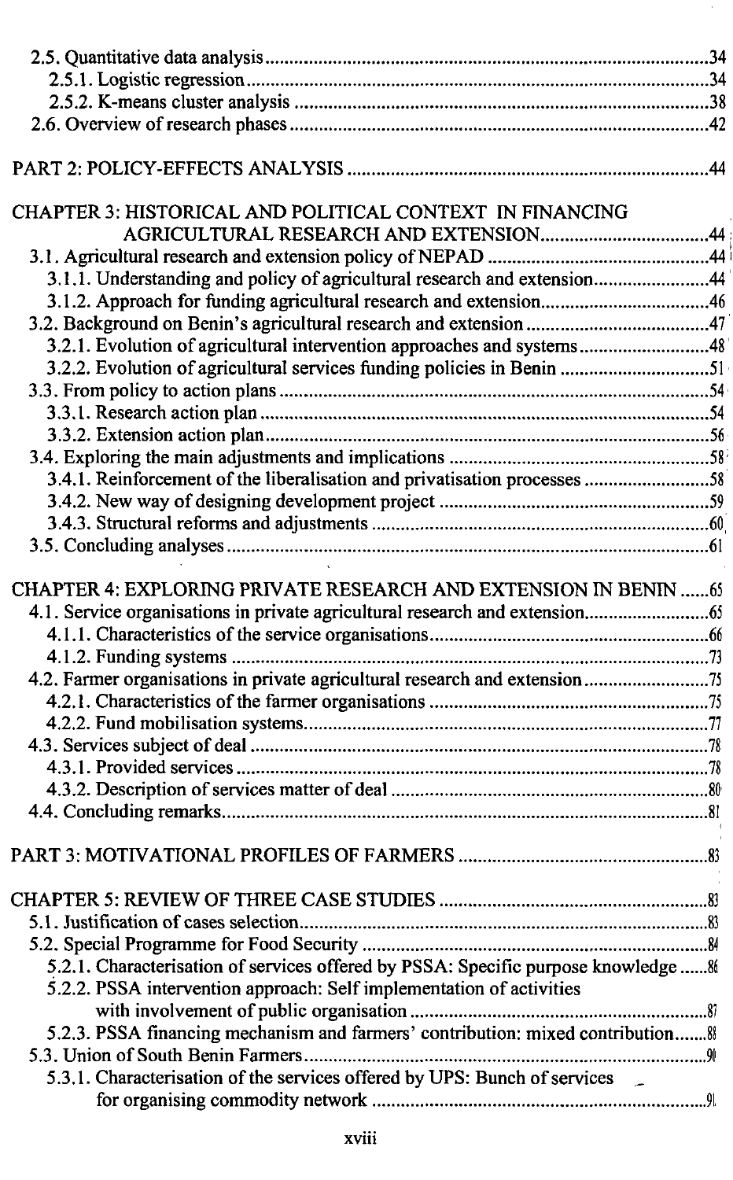2.5. Quantitative data analysis ....................................................................34

2.5.1. Logistic regression ....................................................................34

2.5.2. K-means cluster analysis ....................................................................38

2.6. Overview of research phases ....................................................................42

PART 2: POLICY-EFFECTS ANALYSIS ....................................................................44

CHAPTER 3: HISTORICAL AND POLITICAL CONTEXT IN FINANCING AGRICULTURAL RESEARCH AND EXTENSION ....................................................................44

3.1. Agricultural research and extension policy of NEPAD ....................................................................44

3.1.1. Understanding and policy of agricultural research and extension ....................................................................44

3.1.2. Approach for funding agricultural research and extension ....................................................................46

3.2. Background on Benin's agricultural research and extension ....................................................................47

3.2.1. Evolution of agricultural intervention approaches and systems ....................................................................48

3.2.2. Evolution of agricultural services funding policies in Benin ....................................................................51

3.3. From policy to action plans ....................................................................54

3.3.1. Research action plan ....................................................................54

3.3.2. Extension action plan ....................................................................56

3.4. Exploring the main adjustments and implications ....................................................................58

3.4.1. Reinforcement of the liberalisation and privatisation processes ....................................................................58

3.4.2. New way of designing development project ....................................................................59

3.4.3. Structural reforms and adjustments ....................................................................60

3.5. Concluding analyses ....................................................................61

CHAPTER 4: EXPLORING PRIVATE RESEARCH AND EXTENSION IN BENIN ......65

4.1. Service organisations in private agricultural research and extension ....................................................................65

4.1.1. Characteristics of the service organisations ....................................................................66

4.1.2. Funding systems ....................................................................73

4.2. Farmer organisations in private agricultural research and extension ....................................................................75

4.2.1. Characteristics of the farmer organisations ....................................................................75

4.2.2. Fund mobilisation systems ....................................................................77

4.3. Services subject of deal ....................................................................78

4.3.1. Provided services ....................................................................78

4.3.2. Description of services matter of deal ....................................................................80

4.4. Concluding remarks ....................................................................81

PART 3: MOTIVATIONAL PROFILES OF FARMERS ....................................................................83

CHAPTER 5: REVIEW OF THREE CASE STUDIES ....................................................................83

5.1. Justification of cases selection ....................................................................83

5.2. Special Programme for Food Security ....................................................................84

5.2.1. Characterisation of services offered by PSSA: Specific purpose knowledge ......86

5.2.2. PSSA intervention approach: Self implementation of activities with involvement of public organisation ....................................................................87

5.2.3. PSSA financing mechanism and farmers' contribution: mixed contribution .......88

5.3. Union of South Benin Farmers ....................................................................90

5.3.1. Characterisation of the services offered by UPS: Bunch of services for organising commodity network ....................................................................91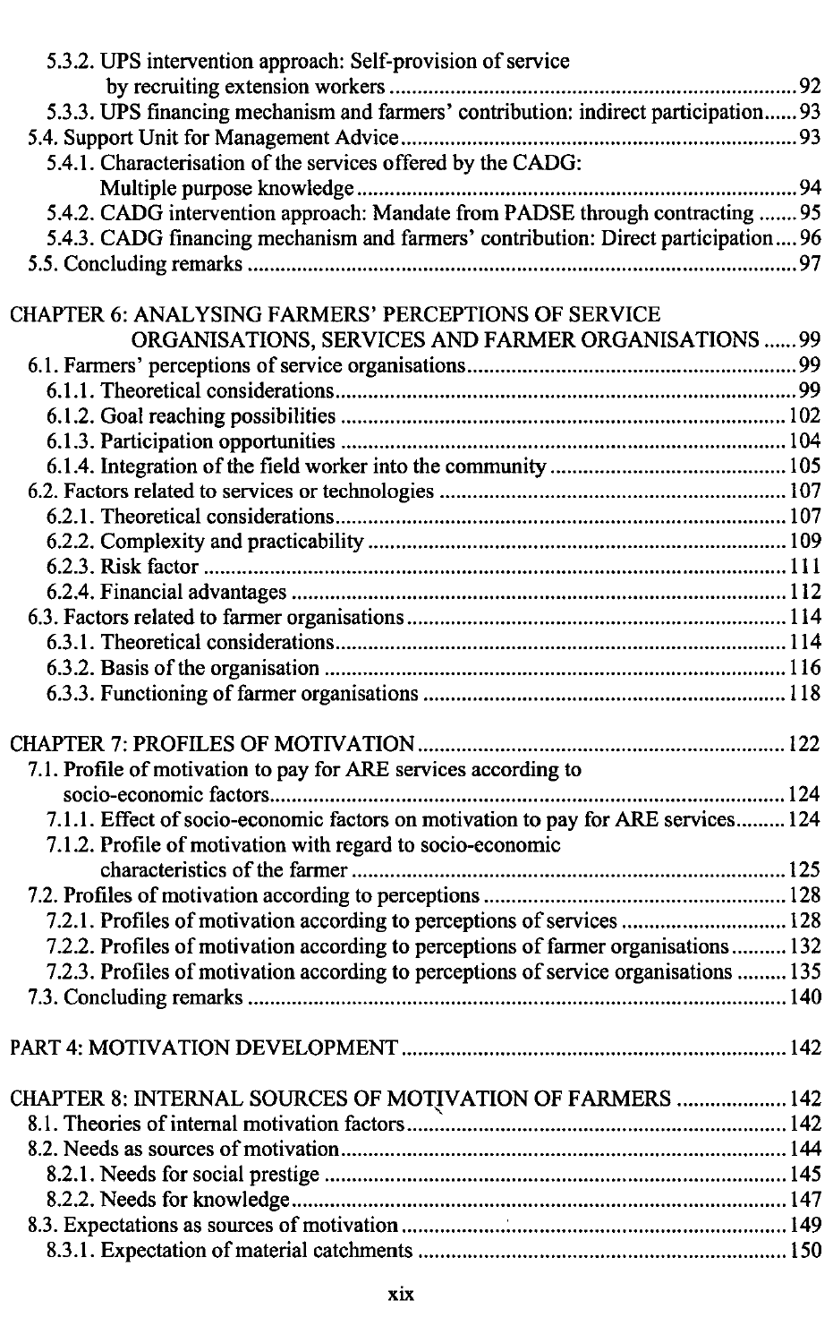5.3.2. UPS intervention approach: Self-provision of service by recruiting extension workers ........ 92
5.3.3. UPS financing mechanism and farmers' contribution: indirect participation ...... 93
5.4. Support Unit for Management Advice ........ 93
5.4.1. Characterisation of the services offered by the CADG: Multiple purpose knowledge ........ 94
5.4.2. CADG intervention approach: Mandate from PADSE through contracting ....... 95
5.4.3. CADG financing mechanism and farmers' contribution: Direct participation .... 96
5.5. Concluding remarks ........ 97

CHAPTER 6: ANALYSING FARMERS' PERCEPTIONS OF SERVICE ORGANISATIONS, SERVICES AND FARMER ORGANISATIONS ...... 99
6.1. Farmers' perceptions of service organisations ........ 99
6.1.1. Theoretical considerations ........ 99
6.1.2. Goal reaching possibilities ........ 102
6.1.3. Participation opportunities ........ 104
6.1.4. Integration of the field worker into the community ........ 105
6.2. Factors related to services or technologies ........ 107
6.2.1. Theoretical considerations ........ 107
6.2.2. Complexity and practicability ........ 109
6.2.3. Risk factor ........ 111
6.2.4. Financial advantages ........ 112
6.3. Factors related to farmer organisations ........ 114
6.3.1. Theoretical considerations ........ 114
6.3.2. Basis of the organisation ........ 116
6.3.3. Functioning of farmer organisations ........ 118

CHAPTER 7: PROFILES OF MOTIVATION ........ 122
7.1. Profile of motivation to pay for ARE services according to socio-economic factors ........ 124
7.1.1. Effect of socio-economic factors on motivation to pay for ARE services ......... 124
7.1.2. Profile of motivation with regard to socio-economic characteristics of the farmer ........ 125
7.2. Profiles of motivation according to perceptions ........ 128
7.2.1. Profiles of motivation according to perceptions of services ........ 128
7.2.2. Profiles of motivation according to perceptions of farmer organisations .......... 132
7.2.3. Profiles of motivation according to perceptions of service organisations ......... 135
7.3. Concluding remarks ........ 140

PART 4: MOTIVATION DEVELOPMENT ........ 142

CHAPTER 8: INTERNAL SOURCES OF MOTIVATION OF FARMERS ........ 142
8.1. Theories of internal motivation factors ........ 142
8.2. Needs as sources of motivation ........ 144
8.2.1. Needs for social prestige ........ 145
8.2.2. Needs for knowledge ........ 147
8.3. Expectations as sources of motivation ........ 149
8.3.1. Expectation of material catchments ........ 150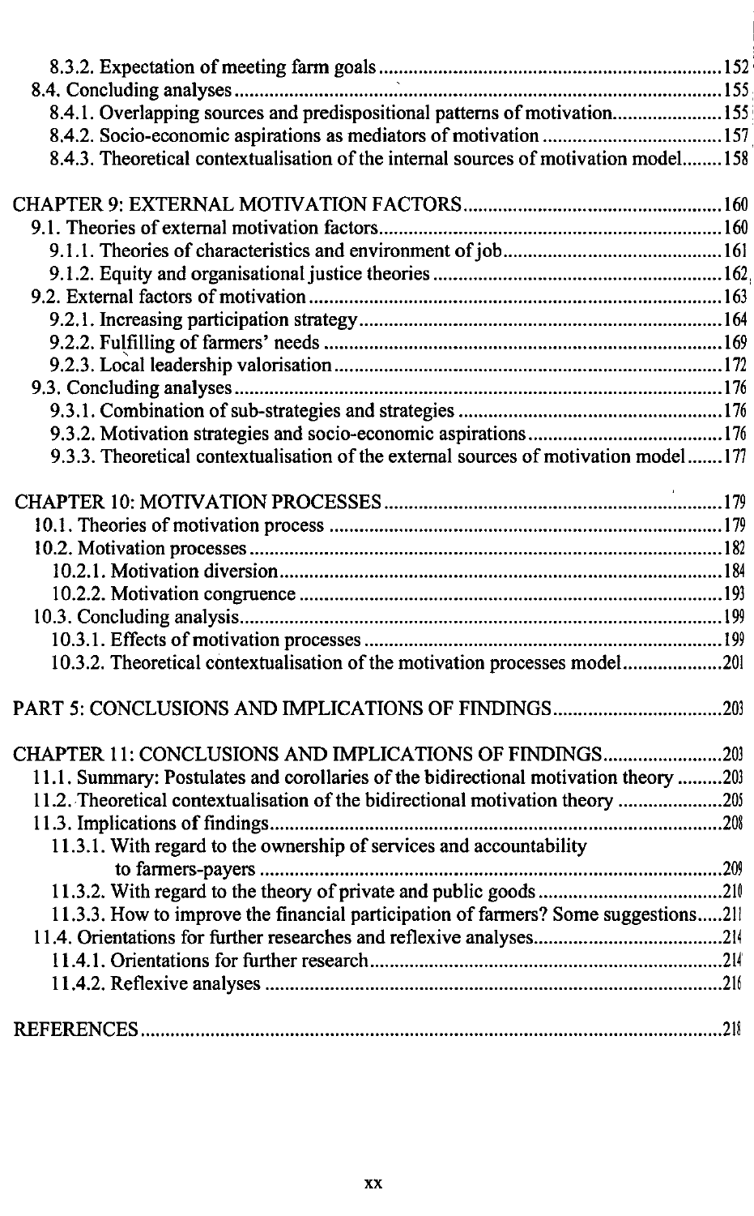8.3.2. Expectation of meeting farm goals....................................................................152
8.4. Concluding analyses..................................................................................155
8.4.1. Overlapping sources and predispositional patterns of motivation......................155
8.4.2. Socio-economic aspirations as mediators of motivation....................................157
8.4.3. Theoretical contextualisation of the internal sources of motivation model........158

CHAPTER 9: EXTERNAL MOTIVATION FACTORS....................................................160
9.1. Theories of external motivation factors.......................................................160
9.1.1. Theories of characteristics and environment of job.......................................161
9.1.2. Equity and organisational justice theories....................................................162
9.2. External factors of motivation...................................................................163
9.2.1. Increasing participation strategy...............................................................164
9.2.2. Fulfilling of farmers' needs.......................................................................169
9.2.3. Local leadership valorisation.....................................................................172
9.3. Concluding analyses..................................................................................176
9.3.1. Combination of sub-strategies and strategies...............................................176
9.3.2. Motivation strategies and socio-economic aspirations....................................176
9.3.3. Theoretical contextualisation of the external sources of motivation model.......177

CHAPTER 10: MOTIVATION PROCESSES...................................................................179
10.1. Theories of motivation process...............................................................179
10.2. Motivation processes..............................................................................182
10.2.1. Motivation diversion.............................................................................184
10.2.2. Motivation congruence.........................................................................193
10.3. Concluding analysis.................................................................................199
10.3.1. Effects of motivation processes...............................................................199
10.3.2. Theoretical contextualisation of the motivation processes model...................201

PART 5: CONCLUSIONS AND IMPLICATIONS OF FINDINGS..................................203

CHAPTER 11: CONCLUSIONS AND IMPLICATIONS OF FINDINGS........................203
11.1. Summary: Postulates and corollaries of the bidirectional motivation theory.........203
11.2. Theoretical contextualisation of the bidirectional motivation theory.....................205
11.3. Implications of findings...........................................................................208
11.3.1. With regard to the ownership of services and accountability to farmers-payers...................................................................................209
11.3.2. With regard to the theory of private and public goods..................................210
11.3.3. How to improve the financial participation of farmers? Some suggestions.....211
11.4. Orientations for further researches and reflexive analyses..............................214
11.4.1. Orientations for further research.............................................................214
11.4.2. Reflexive analyses................................................................................216

REFERENCES..............................................................................................................218